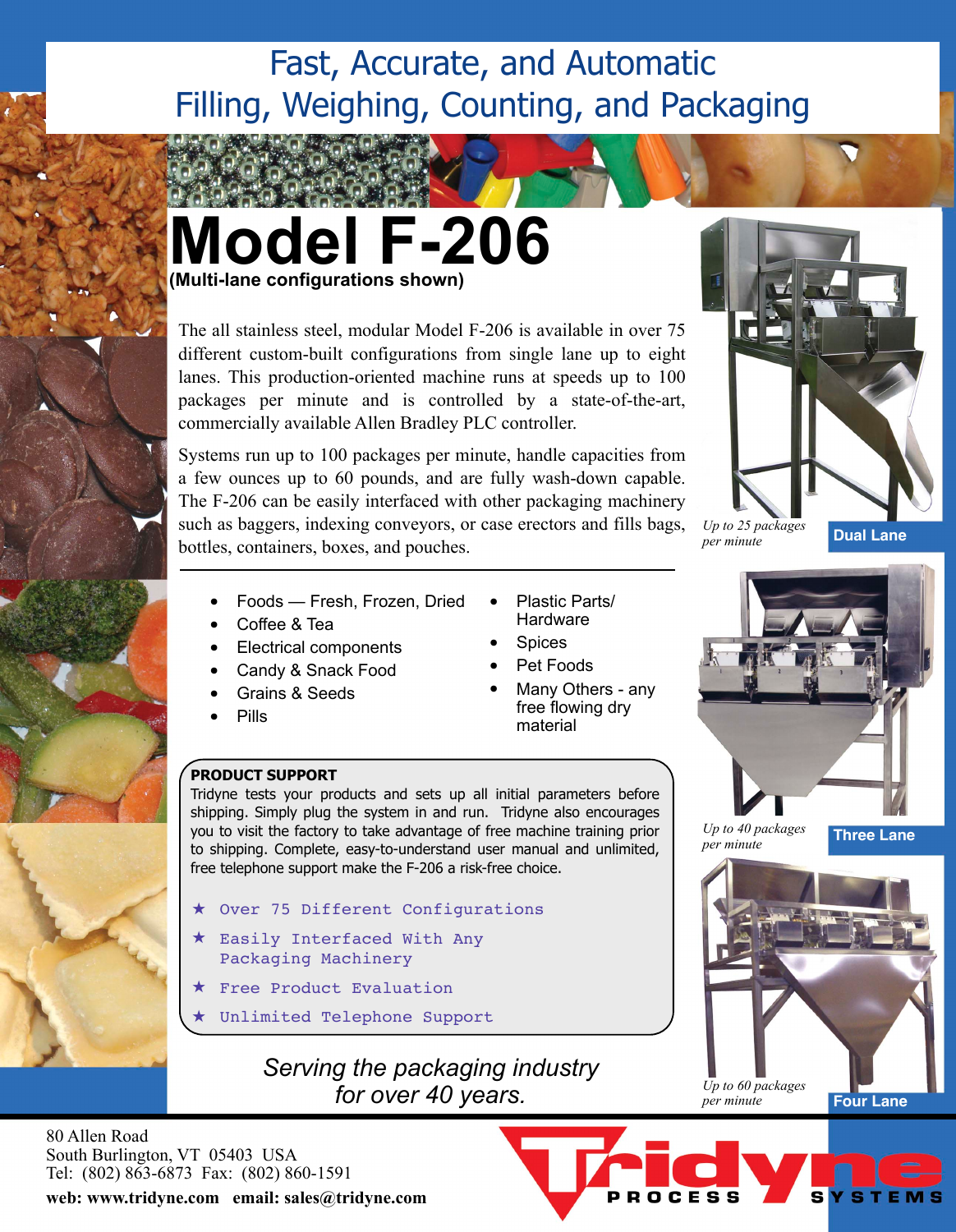# Fast, Accurate, and Automatic Filling, Weighing, Counting, and Packaging

# Model F-206

**(Multi-lane configurations shown)**

The all stainless steel, modular Model F-206 is available in over 75 different custom-built configurations from single lane up to eight lanes. This production-oriented machine runs at speeds up to 100 packages per minute and is controlled by a state-of-the-art, commercially available Allen Bradley PLC controller.

Systems run up to 100 packages per minute, handle capacities from a few ounces up to 60 pounds, and are fully wash-down capable. The F-206 can be easily interfaced with other packaging machinery such as baggers, indexing conveyors, or case erectors and fills bags, bottles, containers, boxes, and pouches.

- Foods — Fresh, Frozen, Dried
- Coffee & Tea
- Electrical components
- Candy & Snack Food
- Grains & Seeds
- Pills
- Plastic Parts/ Hardware
- Spices
- Pet Foods
- Many Others - any free flowing dry material

**PRODUCT SUPPORT**

Tridyne tests your products and sets up all initial parameters before shipping. Simply plug the system in and run. Tridyne also encourages you to visit the factory to take advantage of free machine training prior to shipping. Complete, easy-to-understand user manual and unlimited, free telephone support make the F-206 a risk-free choice.

★ Over 75 Different Configurations

★ Easily Interfaced With Any Packaging Machinery

★ Free Product Evaluation

★ Unlimited Telephone Support

*Serving the packaging industry for over 40 years.*

*Up to 25 packages per minute* **Dual Lane**

*Up to 40 packages per minute* **Three Lane**

*Up to 60 packages per minute* **Four Lane**

80 Allen Road
South Burlington, VT 05403 USA
Tel: (802) 863-6873 Fax: (802) 860-1591

**web: www.tridyne.com email: sales@tridyne.com**

Tridyne PROCESS SYSTEMS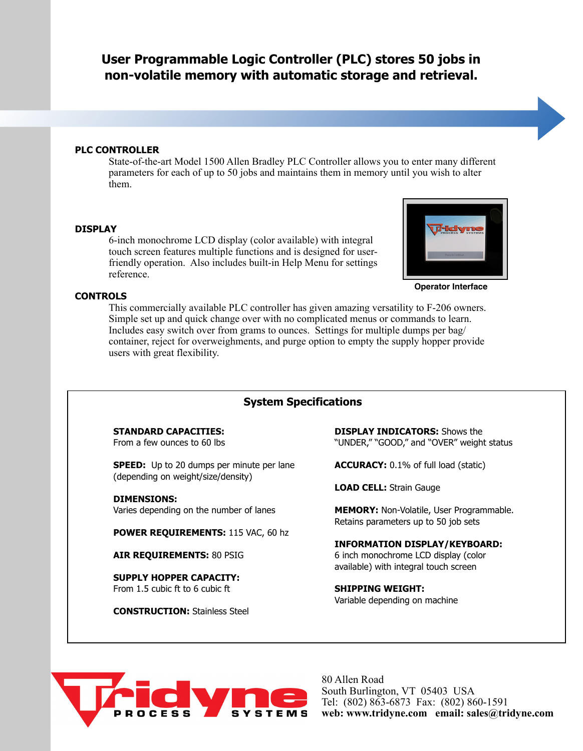# User Programmable Logic Controller (PLC) stores 50 jobs in non-volatile memory with automatic storage and retrieval.

**PLC CONTROLLER**

State-of-the-art Model 1500 Allen Bradley PLC Controller allows you to enter many different parameters for each of up to 50 jobs and maintains them in memory until you wish to alter them.

**DISPLAY**

6-inch monochrome LCD display (color available) with integral touch screen features multiple functions and is designed for user-friendly operation. Also includes built-in Help Menu for settings reference.

Operator Interface

**CONTROLS**

This commercially available PLC controller has given amazing versatility to F-206 owners. Simple set up and quick change over with no complicated menus or commands to learn. Includes easy switch over from grams to ounces. Settings for multiple dumps per bag/container, reject for overweighments, and purge option to empty the supply hopper provide users with great flexibility.

## System Specifications

**STANDARD CAPACITIES:**
From a few ounces to 60 lbs

**SPEED:** Up to 20 dumps per minute per lane (depending on weight/size/density)

**DIMENSIONS:**
Varies depending on the number of lanes

**POWER REQUIREMENTS:** 115 VAC, 60 hz

**AIR REQUIREMENTS:** 80 PSIG

**SUPPLY HOPPER CAPACITY:**
From 1.5 cubic ft to 6 cubic ft

**CONSTRUCTION:** Stainless Steel

**DISPLAY INDICATORS:** Shows the "UNDER," "GOOD," and "OVER" weight status

**ACCURACY:** 0.1% of full load (static)

**LOAD CELL:** Strain Gauge

**MEMORY:** Non-Volatile, User Programmable. Retains parameters up to 50 job sets

**INFORMATION DISPLAY/KEYBOARD:**
6 inch monochrome LCD display (color available) with integral touch screen

**SHIPPING WEIGHT:**
Variable depending on machine

Tridyne PROCESS SYSTEMS

80 Allen Road
South Burlington, VT 05403 USA
Tel: (802) 863-6873 Fax: (802) 860-1591
**web: www.tridyne.com email: sales@tridyne.com**